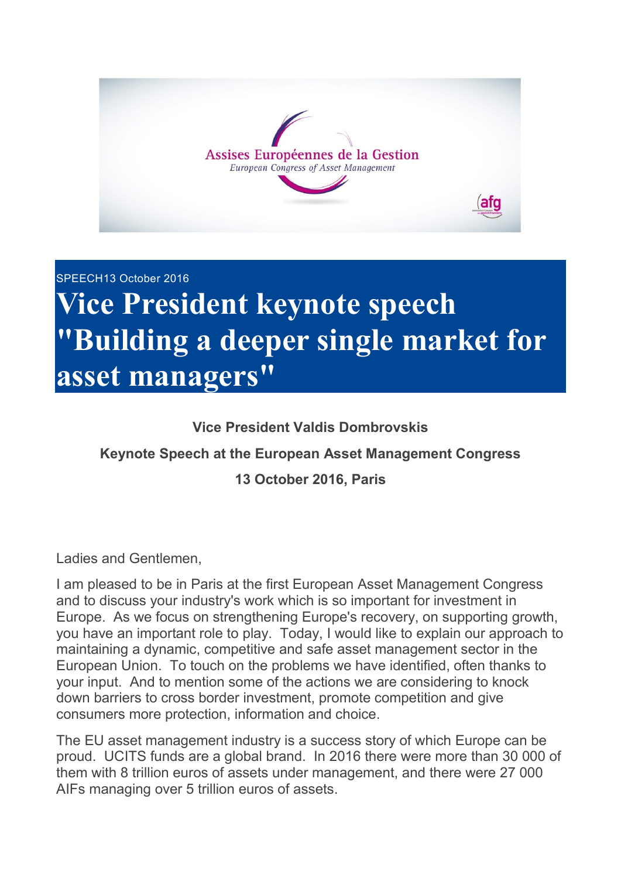SPEECH13 October 2016

# Vice President keynote speech "Building a deeper single market for asset managers"

**Vice President Valdis Dombrovskis**

**Keynote Speech at the European Asset Management Congress**

**13 October 2016, Paris**

Ladies and Gentlemen,

I am pleased to be in Paris at the first European Asset Management Congress and to discuss your industry's work which is so important for investment in Europe. As we focus on strengthening Europe's recovery, on supporting growth, you have an important role to play. Today, I would like to explain our approach to maintaining a dynamic, competitive and safe asset management sector in the European Union. To touch on the problems we have identified, often thanks to your input. And to mention some of the actions we are considering to knock down barriers to cross border investment, promote competition and give consumers more protection, information and choice.

The EU asset management industry is a success story of which Europe can be proud. UCITS funds are a global brand. In 2016 there were more than 30 000 of them with 8 trillion euros of assets under management, and there were 27 000 AIFs managing over 5 trillion euros of assets.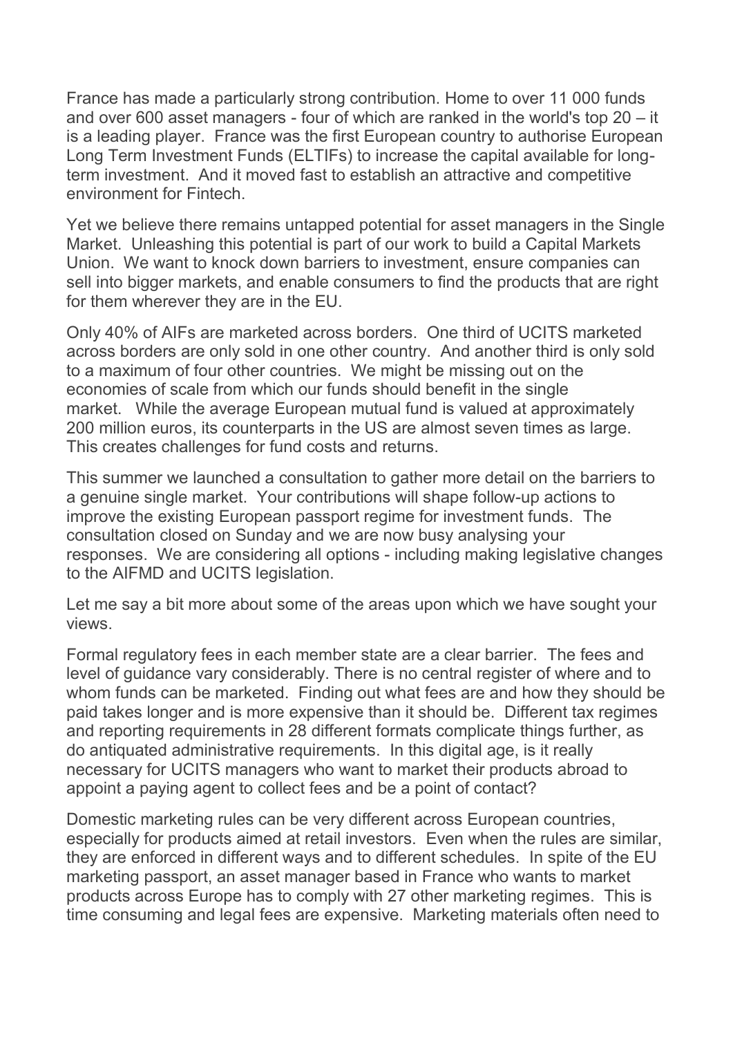France has made a particularly strong contribution. Home to over 11 000 funds and over 600 asset managers - four of which are ranked in the world's top 20 – it is a leading player. France was the first European country to authorise European Long Term Investment Funds (ELTIFs) to increase the capital available for long-term investment. And it moved fast to establish an attractive and competitive environment for Fintech.

Yet we believe there remains untapped potential for asset managers in the Single Market. Unleashing this potential is part of our work to build a Capital Markets Union. We want to knock down barriers to investment, ensure companies can sell into bigger markets, and enable consumers to find the products that are right for them wherever they are in the EU.

Only 40% of AIFs are marketed across borders. One third of UCITS marketed across borders are only sold in one other country. And another third is only sold to a maximum of four other countries. We might be missing out on the economies of scale from which our funds should benefit in the single market. While the average European mutual fund is valued at approximately 200 million euros, its counterparts in the US are almost seven times as large. This creates challenges for fund costs and returns.

This summer we launched a consultation to gather more detail on the barriers to a genuine single market. Your contributions will shape follow-up actions to improve the existing European passport regime for investment funds. The consultation closed on Sunday and we are now busy analysing your responses. We are considering all options - including making legislative changes to the AIFMD and UCITS legislation.

Let me say a bit more about some of the areas upon which we have sought your views.

Formal regulatory fees in each member state are a clear barrier. The fees and level of guidance vary considerably. There is no central register of where and to whom funds can be marketed. Finding out what fees are and how they should be paid takes longer and is more expensive than it should be. Different tax regimes and reporting requirements in 28 different formats complicate things further, as do antiquated administrative requirements. In this digital age, is it really necessary for UCITS managers who want to market their products abroad to appoint a paying agent to collect fees and be a point of contact?

Domestic marketing rules can be very different across European countries, especially for products aimed at retail investors. Even when the rules are similar, they are enforced in different ways and to different schedules. In spite of the EU marketing passport, an asset manager based in France who wants to market products across Europe has to comply with 27 other marketing regimes. This is time consuming and legal fees are expensive. Marketing materials often need to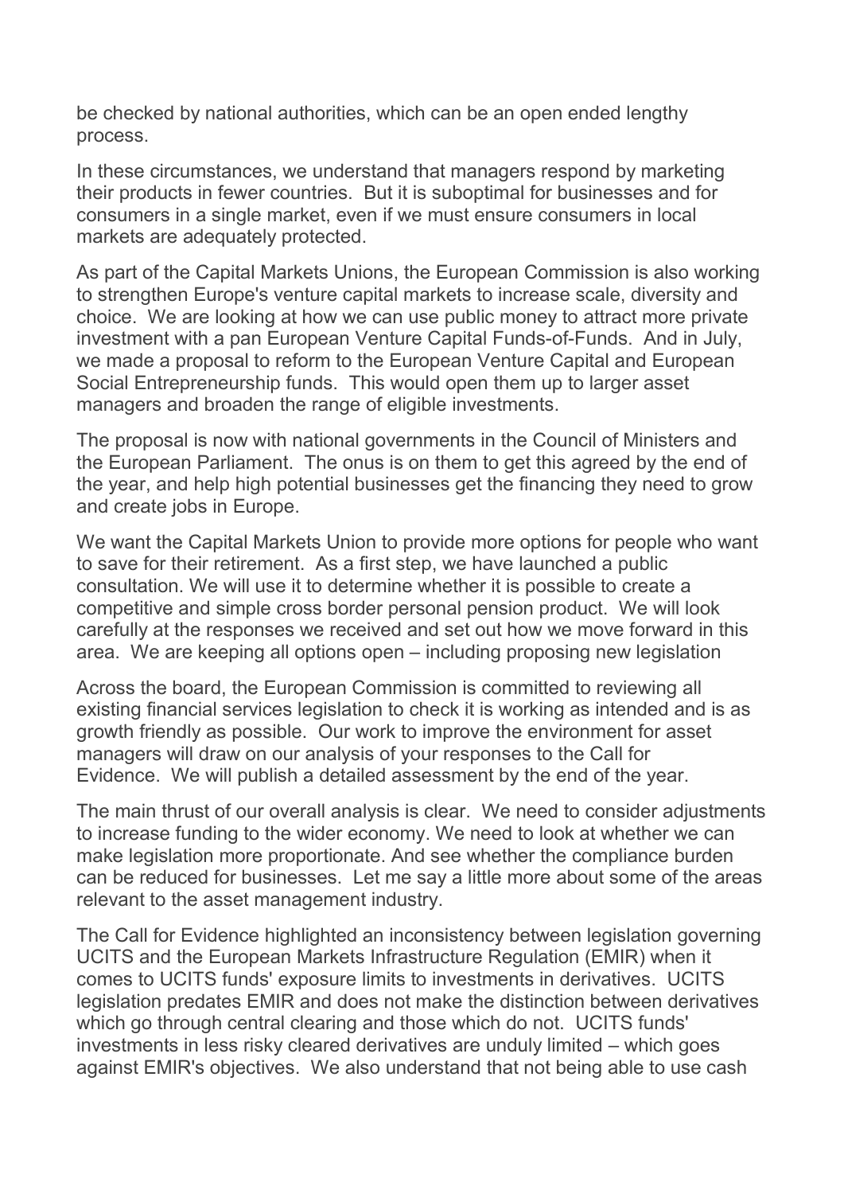be checked by national authorities, which can be an open ended lengthy process.

In these circumstances, we understand that managers respond by marketing their products in fewer countries. But it is suboptimal for businesses and for consumers in a single market, even if we must ensure consumers in local markets are adequately protected.

As part of the Capital Markets Unions, the European Commission is also working to strengthen Europe's venture capital markets to increase scale, diversity and choice. We are looking at how we can use public money to attract more private investment with a pan European Venture Capital Funds-of-Funds. And in July, we made a proposal to reform to the European Venture Capital and European Social Entrepreneurship funds. This would open them up to larger asset managers and broaden the range of eligible investments.

The proposal is now with national governments in the Council of Ministers and the European Parliament. The onus is on them to get this agreed by the end of the year, and help high potential businesses get the financing they need to grow and create jobs in Europe.

We want the Capital Markets Union to provide more options for people who want to save for their retirement. As a first step, we have launched a public consultation. We will use it to determine whether it is possible to create a competitive and simple cross border personal pension product. We will look carefully at the responses we received and set out how we move forward in this area. We are keeping all options open – including proposing new legislation

Across the board, the European Commission is committed to reviewing all existing financial services legislation to check it is working as intended and is as growth friendly as possible. Our work to improve the environment for asset managers will draw on our analysis of your responses to the Call for Evidence. We will publish a detailed assessment by the end of the year.

The main thrust of our overall analysis is clear. We need to consider adjustments to increase funding to the wider economy. We need to look at whether we can make legislation more proportionate. And see whether the compliance burden can be reduced for businesses. Let me say a little more about some of the areas relevant to the asset management industry.

The Call for Evidence highlighted an inconsistency between legislation governing UCITS and the European Markets Infrastructure Regulation (EMIR) when it comes to UCITS funds' exposure limits to investments in derivatives. UCITS legislation predates EMIR and does not make the distinction between derivatives which go through central clearing and those which do not. UCITS funds' investments in less risky cleared derivatives are unduly limited – which goes against EMIR's objectives. We also understand that not being able to use cash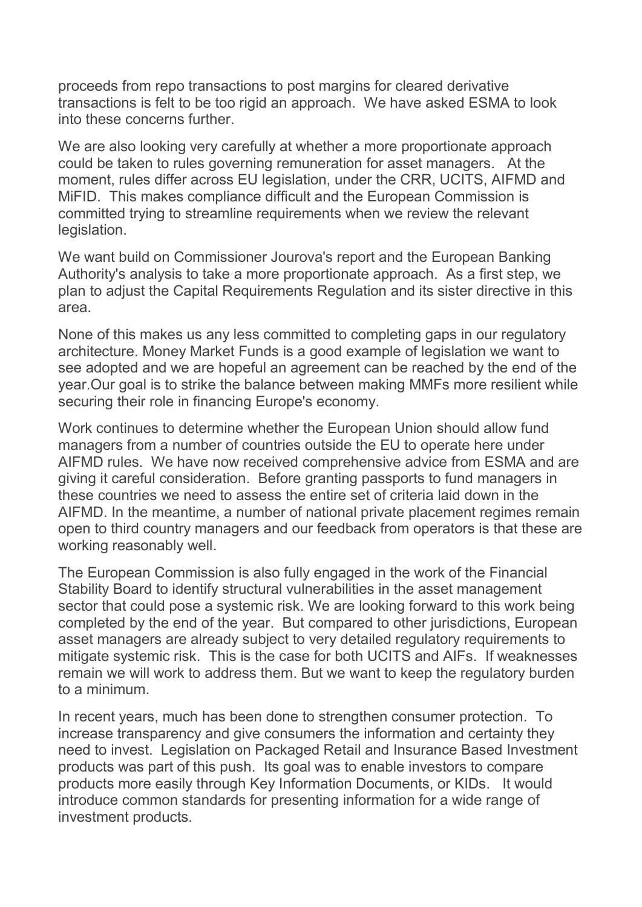proceeds from repo transactions to post margins for cleared derivative transactions is felt to be too rigid an approach. We have asked ESMA to look into these concerns further.

We are also looking very carefully at whether a more proportionate approach could be taken to rules governing remuneration for asset managers. At the moment, rules differ across EU legislation, under the CRR, UCITS, AIFMD and MiFID. This makes compliance difficult and the European Commission is committed trying to streamline requirements when we review the relevant legislation.

We want build on Commissioner Jourova's report and the European Banking Authority's analysis to take a more proportionate approach. As a first step, we plan to adjust the Capital Requirements Regulation and its sister directive in this area.

None of this makes us any less committed to completing gaps in our regulatory architecture. Money Market Funds is a good example of legislation we want to see adopted and we are hopeful an agreement can be reached by the end of the year.Our goal is to strike the balance between making MMFs more resilient while securing their role in financing Europe's economy.

Work continues to determine whether the European Union should allow fund managers from a number of countries outside the EU to operate here under AIFMD rules. We have now received comprehensive advice from ESMA and are giving it careful consideration. Before granting passports to fund managers in these countries we need to assess the entire set of criteria laid down in the AIFMD. In the meantime, a number of national private placement regimes remain open to third country managers and our feedback from operators is that these are working reasonably well.

The European Commission is also fully engaged in the work of the Financial Stability Board to identify structural vulnerabilities in the asset management sector that could pose a systemic risk. We are looking forward to this work being completed by the end of the year. But compared to other jurisdictions, European asset managers are already subject to very detailed regulatory requirements to mitigate systemic risk. This is the case for both UCITS and AIFs. If weaknesses remain we will work to address them. But we want to keep the regulatory burden to a minimum.

In recent years, much has been done to strengthen consumer protection. To increase transparency and give consumers the information and certainty they need to invest. Legislation on Packaged Retail and Insurance Based Investment products was part of this push. Its goal was to enable investors to compare products more easily through Key Information Documents, or KIDs. It would introduce common standards for presenting information for a wide range of investment products.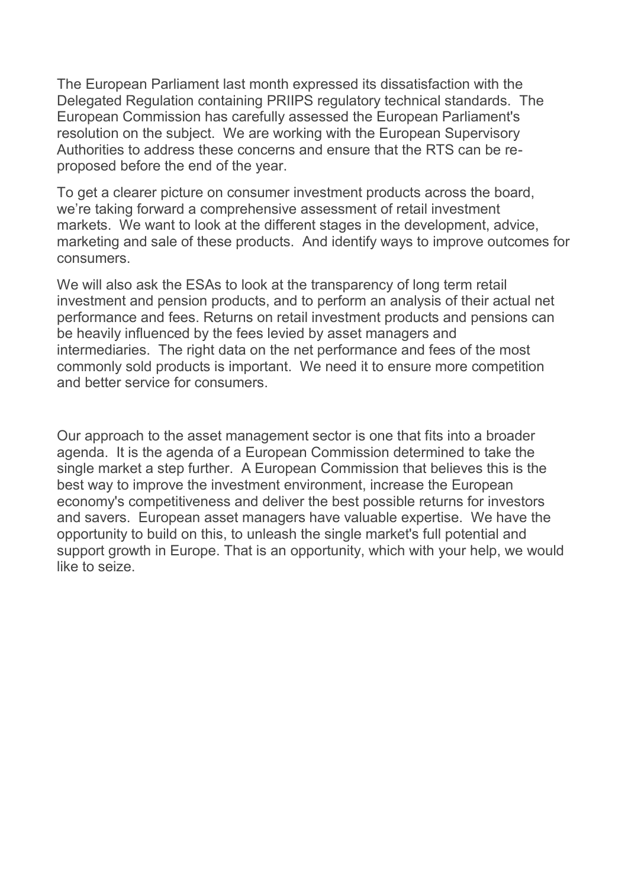The European Parliament last month expressed its dissatisfaction with the Delegated Regulation containing PRIIPS regulatory technical standards. The European Commission has carefully assessed the European Parliament's resolution on the subject. We are working with the European Supervisory Authorities to address these concerns and ensure that the RTS can be re-proposed before the end of the year.

To get a clearer picture on consumer investment products across the board, we're taking forward a comprehensive assessment of retail investment markets. We want to look at the different stages in the development, advice, marketing and sale of these products. And identify ways to improve outcomes for consumers.

We will also ask the ESAs to look at the transparency of long term retail investment and pension products, and to perform an analysis of their actual net performance and fees. Returns on retail investment products and pensions can be heavily influenced by the fees levied by asset managers and intermediaries. The right data on the net performance and fees of the most commonly sold products is important. We need it to ensure more competition and better service for consumers.

Our approach to the asset management sector is one that fits into a broader agenda. It is the agenda of a European Commission determined to take the single market a step further. A European Commission that believes this is the best way to improve the investment environment, increase the European economy's competitiveness and deliver the best possible returns for investors and savers. European asset managers have valuable expertise. We have the opportunity to build on this, to unleash the single market's full potential and support growth in Europe. That is an opportunity, which with your help, we would like to seize.